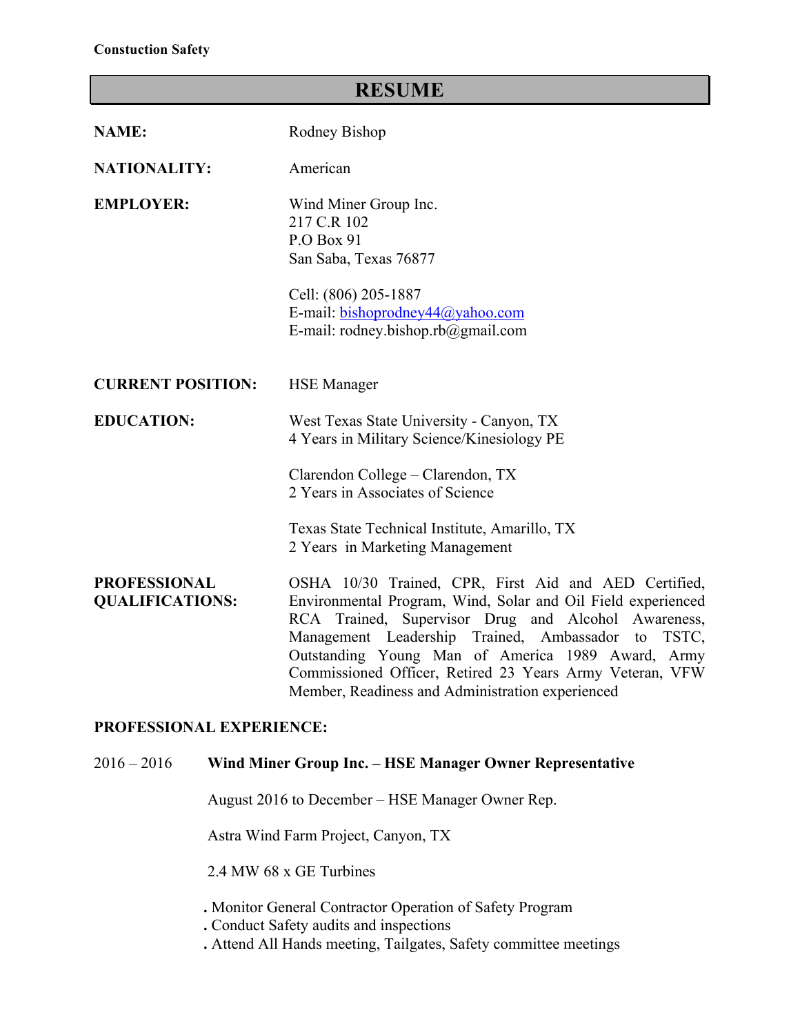**Constuction Safety**

# RESUME

**NAME:** Rodney Bishop

**NATIONALITY:** American

**EMPLOYER:** Wind Miner Group Inc.
217 C.R 102
P.O Box 91
San Saba, Texas 76877

Cell: (806) 205-1887
E-mail: bishoprodney44@yahoo.com
E-mail: rodney.bishop.rb@gmail.com

**CURRENT POSITION:** HSE Manager

**EDUCATION:**

West Texas State University - Canyon, TX
4 Years in Military Science/Kinesiology PE

Clarendon College – Clarendon, TX
2 Years in Associates of Science

Texas State Technical Institute, Amarillo, TX
2 Years in Marketing Management

**PROFESSIONAL QUALIFICATIONS:** OSHA 10/30 Trained, CPR, First Aid and AED Certified, Environmental Program, Wind, Solar and Oil Field experienced RCA Trained, Supervisor Drug and Alcohol Awareness, Management Leadership Trained, Ambassador to TSTC, Outstanding Young Man of America 1989 Award, Army Commissioned Officer, Retired 23 Years Army Veteran, VFW Member, Readiness and Administration experienced

**PROFESSIONAL EXPERIENCE:**

2016 – 2016 **Wind Miner Group Inc. – HSE Manager Owner Representative**

August 2016 to December – HSE Manager Owner Rep.

Astra Wind Farm Project, Canyon, TX

2.4 MW 68 x GE Turbines

- Monitor General Contractor Operation of Safety Program
- Conduct Safety audits and inspections
- Attend All Hands meeting, Tailgates, Safety committee meetings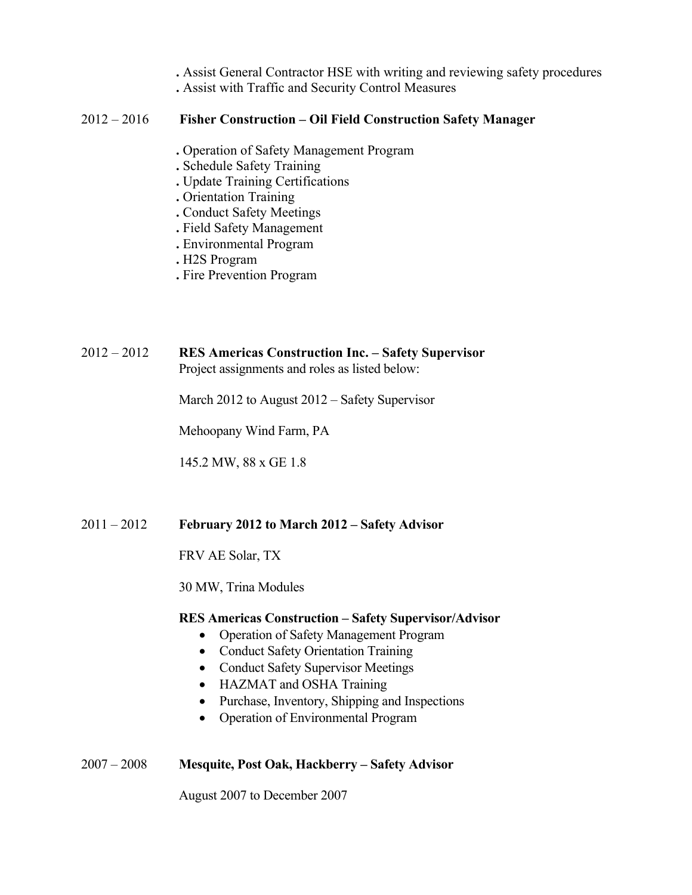. Assist General Contractor HSE with writing and reviewing safety procedures
. Assist with Traffic and Security Control Measures

2012 – 2016 **Fisher Construction – Oil Field Construction Safety Manager**

. Operation of Safety Management Program
. Schedule Safety Training
. Update Training Certifications
. Orientation Training
. Conduct Safety Meetings
. Field Safety Management
. Environmental Program
. H2S Program
. Fire Prevention Program

2012 – 2012 **RES Americas Construction Inc. – Safety Supervisor**
Project assignments and roles as listed below:

March 2012 to August 2012 – Safety Supervisor

Mehoopany Wind Farm, PA

145.2 MW, 88 x GE 1.8

2011 – 2012 **February 2012 to March 2012 – Safety Advisor**

FRV AE Solar, TX

30 MW, Trina Modules

**RES Americas Construction – Safety Supervisor/Advisor**

- Operation of Safety Management Program
- Conduct Safety Orientation Training
- Conduct Safety Supervisor Meetings
- HAZMAT and OSHA Training
- Purchase, Inventory, Shipping and Inspections
- Operation of Environmental Program

2007 – 2008 **Mesquite, Post Oak, Hackberry – Safety Advisor**

August 2007 to December 2007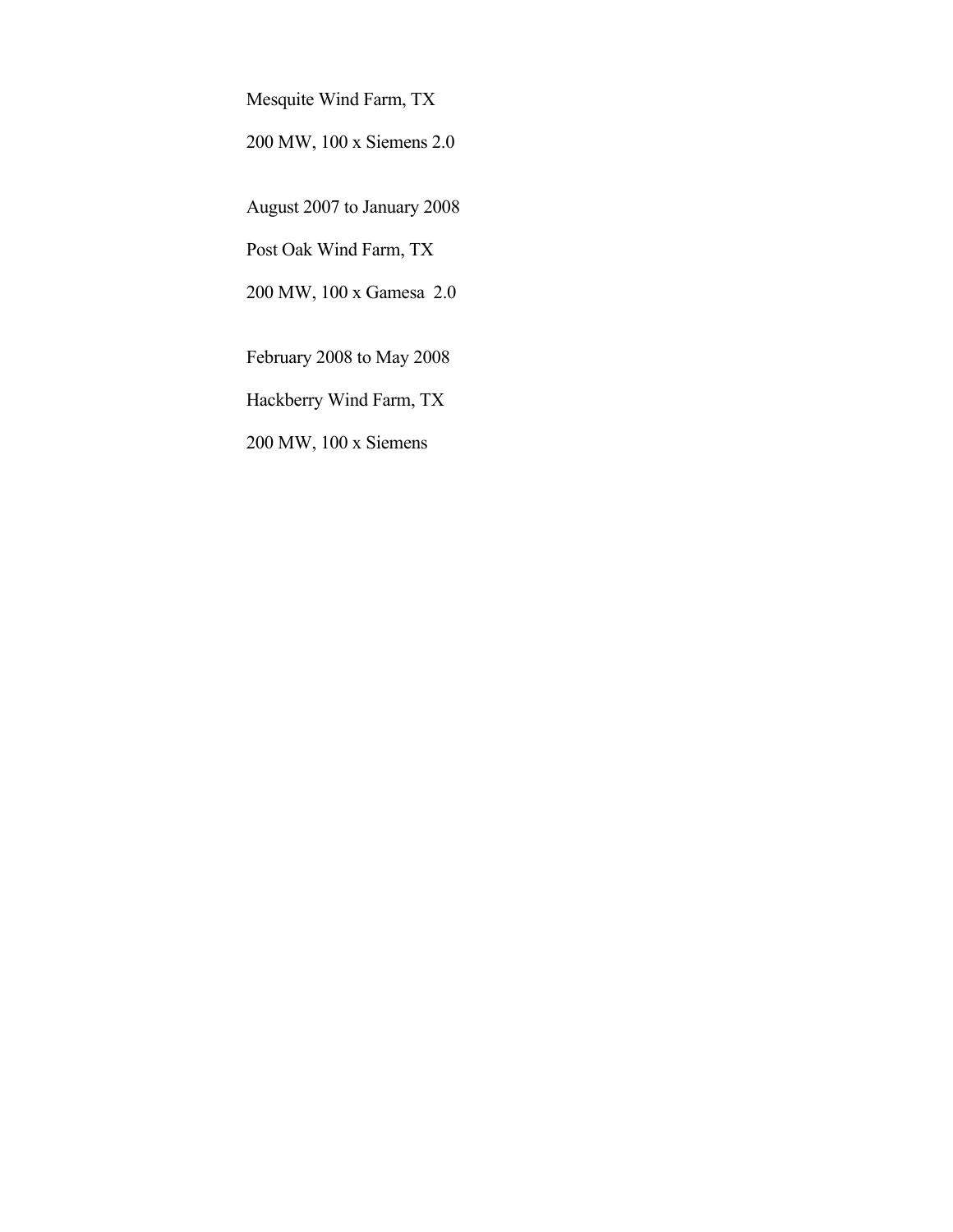Mesquite Wind Farm, TX

200 MW, 100 x Siemens 2.0

August 2007 to January 2008

Post Oak Wind Farm, TX

200 MW, 100 x Gamesa 2.0

February 2008 to May 2008

Hackberry Wind Farm, TX

200 MW, 100 x Siemens